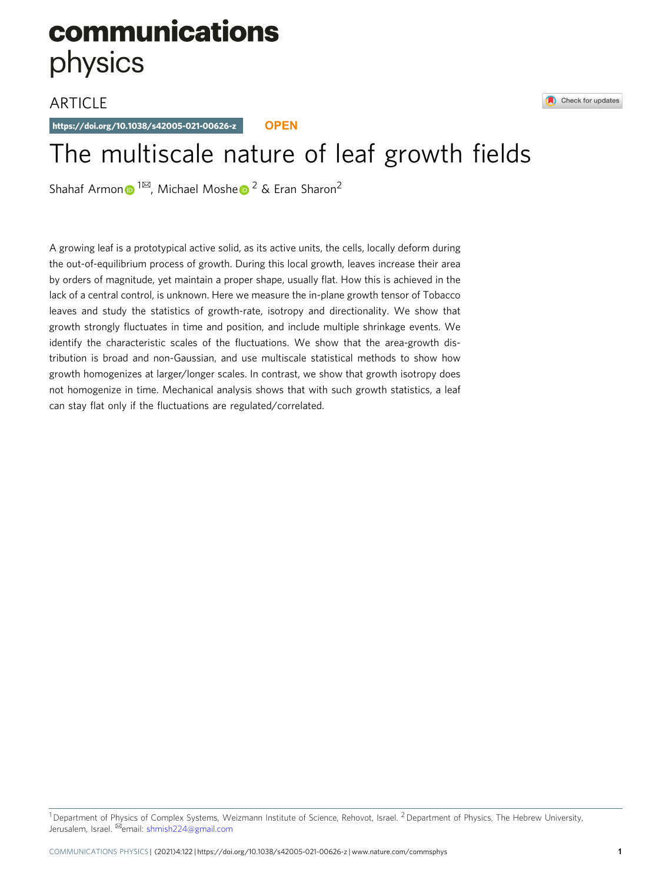communications physics

ARTICLE

https://doi.org/10.1038/s42005-021-00626-z OPEN

# The multiscale nature of leaf growth fields

Shahaf Armon[1✉], Michael Moshe[2] & Eran Sharon[2]

A growing leaf is a prototypical active solid, as its active units, the cells, locally deform during the out-of-equilibrium process of growth. During this local growth, leaves increase their area by orders of magnitude, yet maintain a proper shape, usually flat. How this is achieved in the lack of a central control, is unknown. Here we measure the in-plane growth tensor of Tobacco leaves and study the statistics of growth-rate, isotropy and directionality. We show that growth strongly fluctuates in time and position, and include multiple shrinkage events. We identify the characteristic scales of the fluctuations. We show that the area-growth distribution is broad and non-Gaussian, and use multiscale statistical methods to show how growth homogenizes at larger/longer scales. In contrast, we show that growth isotropy does not homogenize in time. Mechanical analysis shows that with such growth statistics, a leaf can stay flat only if the fluctuations are regulated/correlated.

[1] Department of Physics of Complex Systems, Weizmann Institute of Science, Rehovot, Israel. [2] Department of Physics, The Hebrew University, Jerusalem, Israel. ✉email: shmish224@gmail.com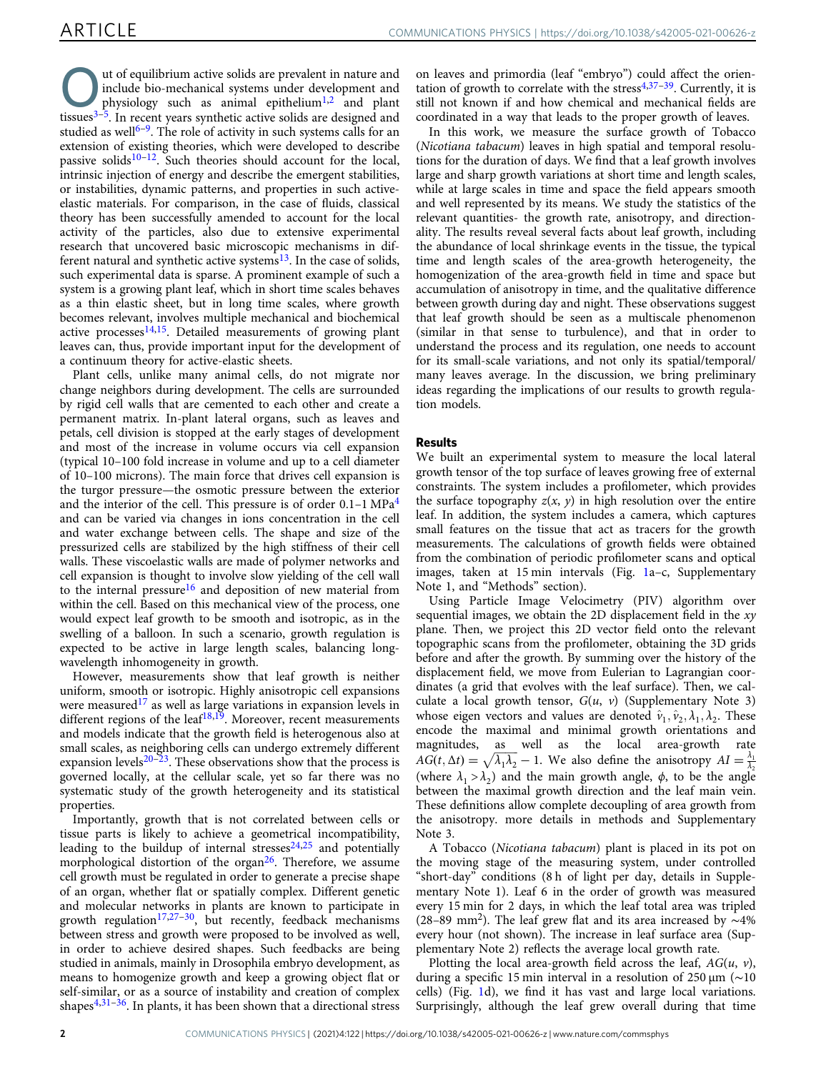Out of equilibrium active solids are prevalent in nature and include bio-mechanical systems under development and physiology such as animal epithelium[1,2] and plant tissues[3–5]. In recent years synthetic active solids are designed and studied as well[6–9]. The role of activity in such systems calls for an extension of existing theories, which were developed to describe passive solids[10–12]. Such theories should account for the local, intrinsic injection of energy and describe the emergent stabilities, or instabilities, dynamic patterns, and properties in such active-elastic materials. For comparison, in the case of fluids, classical theory has been successfully amended to account for the local activity of the particles, also due to extensive experimental research that uncovered basic microscopic mechanisms in different natural and synthetic active systems[13]. In the case of solids, such experimental data is sparse. A prominent example of such a system is a growing plant leaf, which in short time scales behaves as a thin elastic sheet, but in long time scales, where growth becomes relevant, involves multiple mechanical and biochemical active processes[14,15]. Detailed measurements of growing plant leaves can, thus, provide important input for the development of a continuum theory for active-elastic sheets.

Plant cells, unlike many animal cells, do not migrate nor change neighbors during development. The cells are surrounded by rigid cell walls that are cemented to each other and create a permanent matrix. In-plant lateral organs, such as leaves and petals, cell division is stopped at the early stages of development and most of the increase in volume occurs via cell expansion (typical 10–100 fold increase in volume and up to a cell diameter of 10–100 microns). The main force that drives cell expansion is the turgor pressure—the osmotic pressure between the exterior and the interior of the cell. This pressure is of order 0.1–1 MPa[4] and can be varied via changes in ions concentration in the cell and water exchange between cells. The shape and size of the pressurized cells are stabilized by the high stiffness of their cell walls. These viscoelastic walls are made of polymer networks and cell expansion is thought to involve slow yielding of the cell wall to the internal pressure[16] and deposition of new material from within the cell. Based on this mechanical view of the process, one would expect leaf growth to be smooth and isotropic, as in the swelling of a balloon. In such a scenario, growth regulation is expected to be active in large length scales, balancing long-wavelength inhomogeneity in growth.

However, measurements show that leaf growth is neither uniform, smooth or isotropic. Highly anisotropic cell expansions were measured[17] as well as large variations in expansion levels in different regions of the leaf[18,19]. Moreover, recent measurements and models indicate that the growth field is heterogenous also at small scales, as neighboring cells can undergo extremely different expansion levels[20–23]. These observations show that the process is governed locally, at the cellular scale, yet so far there was no systematic study of the growth heterogeneity and its statistical properties.

Importantly, growth that is not correlated between cells or tissue parts is likely to achieve a geometrical incompatibility, leading to the buildup of internal stresses[24,25] and potentially morphological distortion of the organ[26]. Therefore, we assume cell growth must be regulated in order to generate a precise shape of an organ, whether flat or spatially complex. Different genetic and molecular networks in plants are known to participate in growth regulation[17,27–30], but recently, feedback mechanisms between stress and growth were proposed to be involved as well, in order to achieve desired shapes. Such feedbacks are being studied in animals, mainly in Drosophila embryo development, as means to homogenize growth and keep a growing object flat or self-similar, or as a source of instability and creation of complex shapes[4,31–36]. In plants, it has been shown that a directional stress on leaves and primordia (leaf "embryo") could affect the orientation of growth to correlate with the stress[4,37–39]. Currently, it is still not known if and how chemical and mechanical fields are coordinated in a way that leads to the proper growth of leaves.

In this work, we measure the surface growth of Tobacco (*Nicotiana tabacum*) leaves in high spatial and temporal resolutions for the duration of days. We find that a leaf growth involves large and sharp growth variations at short time and length scales, while at large scales in time and space the field appears smooth and well represented by its means. We study the statistics of the relevant quantities- the growth rate, anisotropy, and directionality. The results reveal several facts about leaf growth, including the abundance of local shrinkage events in the tissue, the typical time and length scales of the area-growth heterogeneity, the homogenization of the area-growth field in time and space but accumulation of anisotropy in time, and the qualitative difference between growth during day and night. These observations suggest that leaf growth should be seen as a multiscale phenomenon (similar in that sense to turbulence), and that in order to understand the process and its regulation, one needs to account for its small-scale variations, and not only its spatial/temporal/many leaves average. In the discussion, we bring preliminary ideas regarding the implications of our results to growth regulation models.

## Results

We built an experimental system to measure the local lateral growth tensor of the top surface of leaves growing free of external constraints. The system includes a profilometer, which provides the surface topography $z(x, y)$ in high resolution over the entire leaf. In addition, the system includes a camera, which captures small features on the tissue that act as tracers for the growth measurements. The calculations of growth fields were obtained from the combination of periodic profilometer scans and optical images, taken at 15 min intervals (Fig. 1a–c, Supplementary Note 1, and "Methods" section).

Using Particle Image Velocimetry (PIV) algorithm over sequential images, we obtain the 2D displacement field in the $xy$ plane. Then, we project this 2D vector field onto the relevant topographic scans from the profilometer, obtaining the 3D grids before and after the growth. By summing over the history of the displacement field, we move from Eulerian to Lagrangian coordinates (a grid that evolves with the leaf surface). Then, we calculate a local growth tensor, $G(u, v)$ (Supplementary Note 3) whose eigen vectors and values are denoted $\hat{v}_1, \hat{v}_2, \lambda_1, \lambda_2$. These encode the maximal and minimal growth orientations and magnitudes, as well as the local area-growth rate $AG(t, \Delta t) = \sqrt{\lambda_1 \lambda_2} - 1$. We also define the anisotropy $AI = \frac{\lambda_1}{\lambda_2}$ (where $\lambda_1 > \lambda_2$) and the main growth angle, $\phi$, to be the angle between the maximal growth direction and the leaf main vein. These definitions allow complete decoupling of area growth from the anisotropy. more details in methods and Supplementary Note 3.

A Tobacco (*Nicotiana tabacum*) plant is placed in its pot on the moving stage of the measuring system, under controlled "short-day" conditions (8 h of light per day, details in Supplementary Note 1). Leaf 6 in the order of growth was measured every 15 min for 2 days, in which the leaf total area was tripled (28–89 mm$^2$). The leaf grew flat and its area increased by ~4% every hour (not shown). The increase in leaf surface area (Supplementary Note 2) reflects the average local growth rate.

Plotting the local area-growth field across the leaf, $AG(u, v)$, during a specific 15 min interval in a resolution of 250 μm (~10 cells) (Fig. 1d), we find it has vast and large local variations. Surprisingly, although the leaf grew overall during that time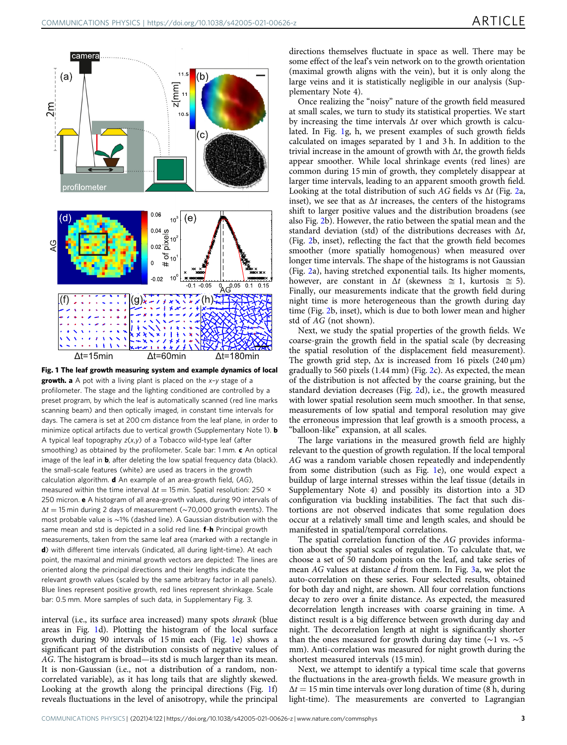**Fig. 1 The leaf growth measuring system and example dynamics of local growth. a** A pot with a living plant is placed on the *x*–*y* stage of a profilometer. The stage and the lighting conditioned are controlled by a preset program, by which the leaf is automatically scanned (red line marks scanning beam) and then optically imaged, in constant time intervals for days. The camera is set at 200 cm distance from the leaf plane, in order to minimize optical artifacts due to vertical growth (Supplementary Note 1). **b** A typical leaf topography *z*(*x*,*y*) of a Tobacco wild-type leaf (after smoothing) as obtained by the profilometer. Scale bar: 1 mm. **c** An optical image of the leaf in **b**, after deleting the low spatial frequency data (black). the small-scale features (white) are used as tracers in the growth calculation algorithm. **d** An example of an area-growth field, (*AG*), measured within the time interval $\Delta t = 15$ min. Spatial resolution: 250 × 250 micron. **e** A histogram of all area-growth values, during 90 intervals of $\Delta t = 15$ min during 2 days of measurement (~70,000 growth events). The most probable value is ~1% (dashed line). A Gaussian distribution with the same mean and std is depicted in a solid red line. **f–h** Principal growth measurements, taken from the same leaf area (marked with a rectangle in **d**) with different time intervals (indicated, all during light-time). At each point, the maximal and minimal growth vectors are depicted: The lines are oriented along the principal directions and their lengths indicate the relevant growth values (scaled by the same arbitrary factor in all panels). Blue lines represent positive growth, red lines represent shrinkage. Scale bar: 0.5 mm. More samples of such data, in Supplementary Fig. 3.

interval (i.e., its surface area increased) many spots *shrank* (blue areas in Fig. 1d). Plotting the histogram of the local surface growth during 90 intervals of 15 min each (Fig. 1e) shows a significant part of the distribution consists of negative values of *AG*. The histogram is broad—its std is much larger than its mean. It is non-Gaussian (i.e., not a distribution of a random, non-correlated variable), as it has long tails that are slightly skewed. Looking at the growth along the principal directions (Fig. 1f) reveals fluctuations in the level of anisotropy, while the principal directions themselves fluctuate in space as well. There may be some effect of the leaf's vein network on to the growth orientation (maximal growth aligns with the vein), but it is only along the large veins and it is statistically negligible in our analysis (Supplementary Note 4).

Once realizing the "noisy" nature of the growth field measured at small scales, we turn to study its statistical properties. We start by increasing the time intervals $\Delta t$ over which growth is calculated. In Fig. 1g, h, we present examples of such growth fields calculated on images separated by 1 and 3 h. In addition to the trivial increase in the amount of growth with $\Delta t$, the growth fields appear smoother. While local shrinkage events (red lines) are common during 15 min of growth, they completely disappear at larger time intervals, leading to an apparent smooth growth field. Looking at the total distribution of such *AG* fields vs $\Delta t$ (Fig. 2a, inset), we see that as $\Delta t$ increases, the centers of the histograms shift to larger positive values and the distribution broadens (see also Fig. 2b). However, the ratio between the spatial mean and the standard deviation (std) of the distributions decreases with $\Delta t$, (Fig. 2b, inset), reflecting the fact that the growth field becomes smoother (more spatially homogenous) when measured over longer time intervals. The shape of the histograms is not Gaussian (Fig. 2a), having stretched exponential tails. Its higher moments, however, are constant in $\Delta t$ (skewness $\cong$ 1, kurtosis $\cong$ 5). Finally, our measurements indicate that the growth field during night time is more heterogeneous than the growth during day time (Fig. 2b, inset), which is due to both lower mean and higher std of *AG* (not shown).

Next, we study the spatial properties of the growth fields. We coarse-grain the growth field in the spatial scale (by decreasing the spatial resolution of the displacement field measurement). The growth grid step, $\Delta x$ is increased from 16 pixels (240 μm) gradually to 560 pixels (1.44 mm) (Fig. 2c). As expected, the mean of the distribution is not affected by the coarse graining, but the standard deviation decreases (Fig. 2d), i.e., the growth measured with lower spatial resolution seem much smoother. In that sense, measurements of low spatial and temporal resolution may give the erroneous impression that leaf growth is a smooth process, a "balloon-like" expansion, at all scales.

The large variations in the measured growth field are highly relevant to the question of growth regulation. If the local temporal *AG* was a random variable chosen repeatedly and independently from some distribution (such as Fig. 1e), one would expect a buildup of large internal stresses within the leaf tissue (details in Supplementary Note 4) and possibly its distortion into a 3D configuration via buckling instabilities. The fact that such distortions are not observed indicates that some regulation does occur at a relatively small time and length scales, and should be manifested in spatial/temporal correlations.

The spatial correlation function of the *AG* provides information about the spatial scales of regulation. To calculate that, we choose a set of 50 random points on the leaf, and take series of mean *AG* values at distance *d* from them. In Fig. 3a, we plot the auto-correlation on these series. Four selected results, obtained for both day and night, are shown. All four correlation functions decay to zero over a finite distance. As expected, the measured decorrelation length increases with coarse graining in time. A distinct result is a big difference between growth during day and night. The decorrelation length at night is significantly shorter than the ones measured for growth during day time (~1 vs. ~5 mm). Anti-correlation was measured for night growth during the shortest measured intervals (15 min).

Next, we attempt to identify a typical time scale that governs the fluctuations in the area-growth fields. We measure growth in $\Delta t = 15$ min time intervals over long duration of time (8 h, during light-time). The measurements are converted to Lagrangian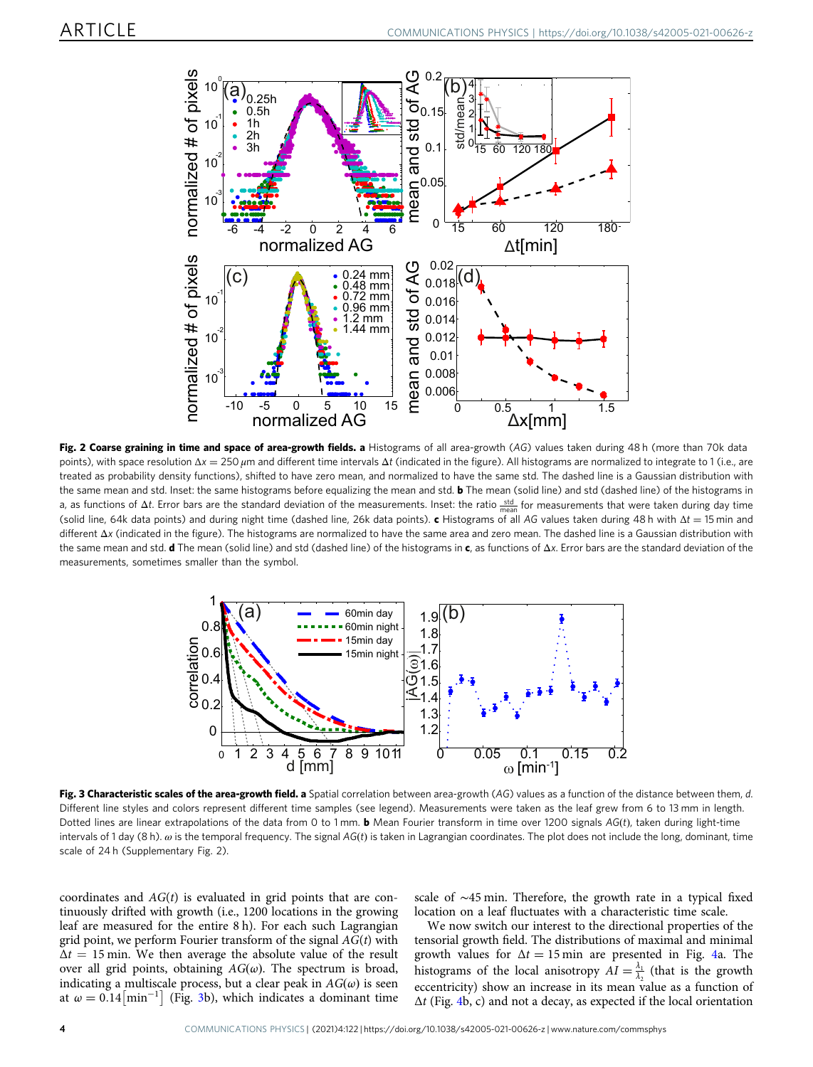**Fig. 2 Coarse graining in time and space of area-growth fields. a** Histograms of all area-growth (*AG*) values taken during 48 h (more than 70k data points), with space resolution $\Delta x = 250\,\mu$m and different time intervals $\Delta t$ (indicated in the figure). All histograms are normalized to integrate to 1 (i.e., are treated as probability density functions), shifted to have zero mean, and normalized to have the same std. The dashed line is a Gaussian distribution with the same mean and std. Inset: the same histograms before equalizing the mean and std. **b** The mean (solid line) and std (dashed line) of the histograms in a, as functions of $\Delta t$. Error bars are the standard deviation of the measurements. Inset: the ratio $\frac{\text{std}}{\text{mean}}$ for measurements that were taken during day time (solid line, 64k data points) and during night time (dashed line, 26k data points). **c** Histograms of all *AG* values taken during 48 h with $\Delta t = 15$ min and different $\Delta x$ (indicated in the figure). The histograms are normalized to have the same area and zero mean. The dashed line is a Gaussian distribution with the same mean and std. **d** The mean (solid line) and std (dashed line) of the histograms in **c**, as functions of $\Delta x$. Error bars are the standard deviation of the measurements, sometimes smaller than the symbol.

**Fig. 3 Characteristic scales of the area-growth field. a** Spatial correlation between area-growth (*AG*) values as a function of the distance between them, *d*. Different line styles and colors represent different time samples (see legend). Measurements were taken as the leaf grew from 6 to 13 mm in length. Dotted lines are linear extrapolations of the data from 0 to 1 mm. **b** Mean Fourier transform in time over 1200 signals $AG(t)$, taken during light-time intervals of 1 day (8 h). $\omega$ is the temporal frequency. The signal $AG(t)$ is taken in Lagrangian coordinates. The plot does not include the long, dominant, time scale of 24 h (Supplementary Fig. 2).

coordinates and $AG(t)$ is evaluated in grid points that are continuously drifted with growth (i.e., 1200 locations in the growing leaf are measured for the entire 8 h). For each such Lagrangian grid point, we perform Fourier transform of the signal $AG(t)$ with $\Delta t = 15$ min. We then average the absolute value of the result over all grid points, obtaining $AG(\omega)$. The spectrum is broad, indicating a multiscale process, but a clear peak in $AG(\omega)$ is seen at $\omega = 0.14\left[\text{min}^{-1}\right]$ (Fig. 3b), which indicates a dominant time scale of ~45 min. Therefore, the growth rate in a typical fixed location on a leaf fluctuates with a characteristic time scale.

We now switch our interest to the directional properties of the tensorial growth field. The distributions of maximal and minimal growth values for $\Delta t = 15$ min are presented in Fig. 4a. The histograms of the local anisotropy $AI = \frac{\lambda_1}{\lambda_2}$ (that is the growth eccentricity) show an increase in its mean value as a function of $\Delta t$ (Fig. 4b, c) and not a decay, as expected if the local orientation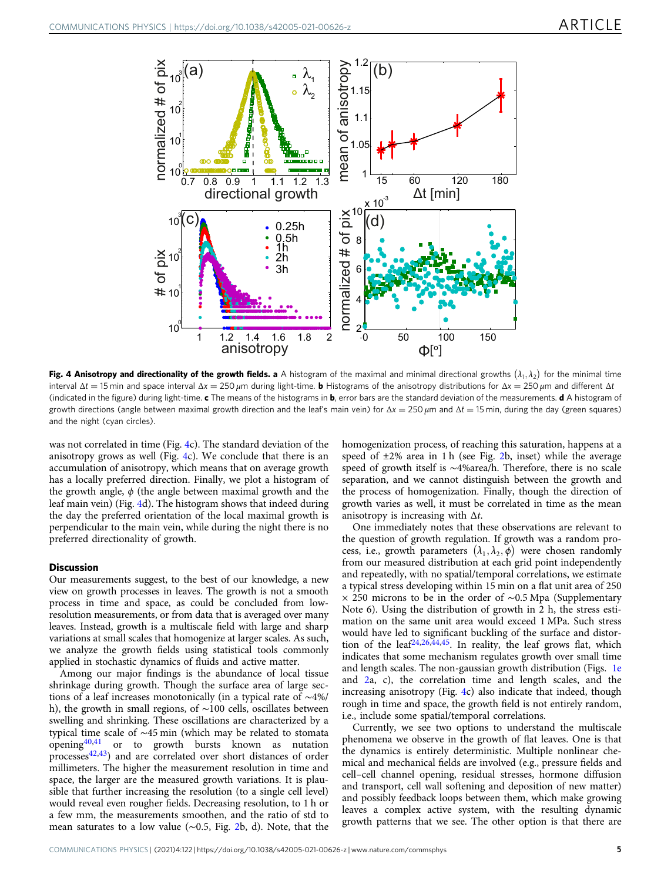**Fig. 4 Anisotropy and directionality of the growth fields. a** A histogram of the maximal and minimal directional growths $(\lambda_1, \lambda_2)$ for the minimal time interval $\Delta t = 15$ min and space interval $\Delta x = 250\,\mu$m during light-time. **b** Histograms of the anisotropy distributions for $\Delta x = 250\,\mu$m and different $\Delta t$ (indicated in the figure) during light-time. **c** The means of the histograms in **b**, error bars are the standard deviation of the measurements. **d** A histogram of growth directions (angle between maximal growth direction and the leaf's main vein) for $\Delta x = 250\,\mu$m and $\Delta t = 15$ min, during the day (green squares) and the night (cyan circles).

was not correlated in time (Fig. 4c). The standard deviation of the anisotropy grows as well (Fig. 4c). We conclude that there is an accumulation of anisotropy, which means that on average growth has a locally preferred direction. Finally, we plot a histogram of the growth angle, $\phi$ (the angle between maximal growth and the leaf main vein) (Fig. 4d). The histogram shows that indeed during the day the preferred orientation of the local maximal growth is perpendicular to the main vein, while during the night there is no preferred directionality of growth.

## Discussion

Our measurements suggest, to the best of our knowledge, a new view on growth processes in leaves. The growth is not a smooth process in time and space, as could be concluded from low-resolution measurements, or from data that is averaged over many leaves. Instead, growth is a multiscale field with large and sharp variations at small scales that homogenize at larger scales. As such, we analyze the growth fields using statistical tools commonly applied in stochastic dynamics of fluids and active matter.

Among our major findings is the abundance of local tissue shrinkage during growth. Though the surface area of large sections of a leaf increases monotonically (in a typical rate of ~4%/h), the growth in small regions, of ~100 cells, oscillates between swelling and shrinking. These oscillations are characterized by a typical time scale of ~45 min (which may be related to stomata opening[40,41] or to growth bursts known as nutation processes[42,43]) and are correlated over short distances of order millimeters. The higher the measurement resolution in time and space, the larger are the measured growth variations. It is plausible that further increasing the resolution (to a single cell level) would reveal even rougher fields. Decreasing resolution, to 1 h or a few mm, the measurements smoothen, and the ratio of std to mean saturates to a low value (~0.5, Fig. 2b, d). Note, that the homogenization process, of reaching this saturation, happens at a speed of ±2% area in 1 h (see Fig. 2b, inset) while the average speed of growth itself is ~4%area/h. Therefore, there is no scale separation, and we cannot distinguish between the growth and the process of homogenization. Finally, though the direction of growth varies as well, it must be correlated in time as the mean anisotropy is increasing with $\Delta t$.

One immediately notes that these observations are relevant to the question of growth regulation. If growth was a random process, i.e., growth parameters $(\lambda_1, \lambda_2, \phi)$ were chosen randomly from our measured distribution at each grid point independently and repeatedly, with no spatial/temporal correlations, we estimate a typical stress developing within 15 min on a flat unit area of 250 × 250 microns to be in the order of ~0.5 Mpa (Supplementary Note 6). Using the distribution of growth in 2 h, the stress estimation on the same unit area would exceed 1 MPa. Such stress would have led to significant buckling of the surface and distortion of the leaf[24,26,44,45]. In reality, the leaf grows flat, which indicates that some mechanism regulates growth over small time and length scales. The non-gaussian growth distribution (Figs. 1e and 2a, c), the correlation time and length scales, and the increasing anisotropy (Fig. 4c) also indicate that indeed, though rough in time and space, the growth field is not entirely random, i.e., include some spatial/temporal correlations.

Currently, we see two options to understand the multiscale phenomena we observe in the growth of flat leaves. One is that the dynamics is entirely deterministic. Multiple nonlinear chemical and mechanical fields are involved (e.g., pressure fields and cell–cell channel opening, residual stresses, hormone diffusion and transport, cell wall softening and deposition of new matter) and possibly feedback loops between them, which make growing leaves a complex active system, with the resulting dynamic growth patterns that we see. The other option is that there are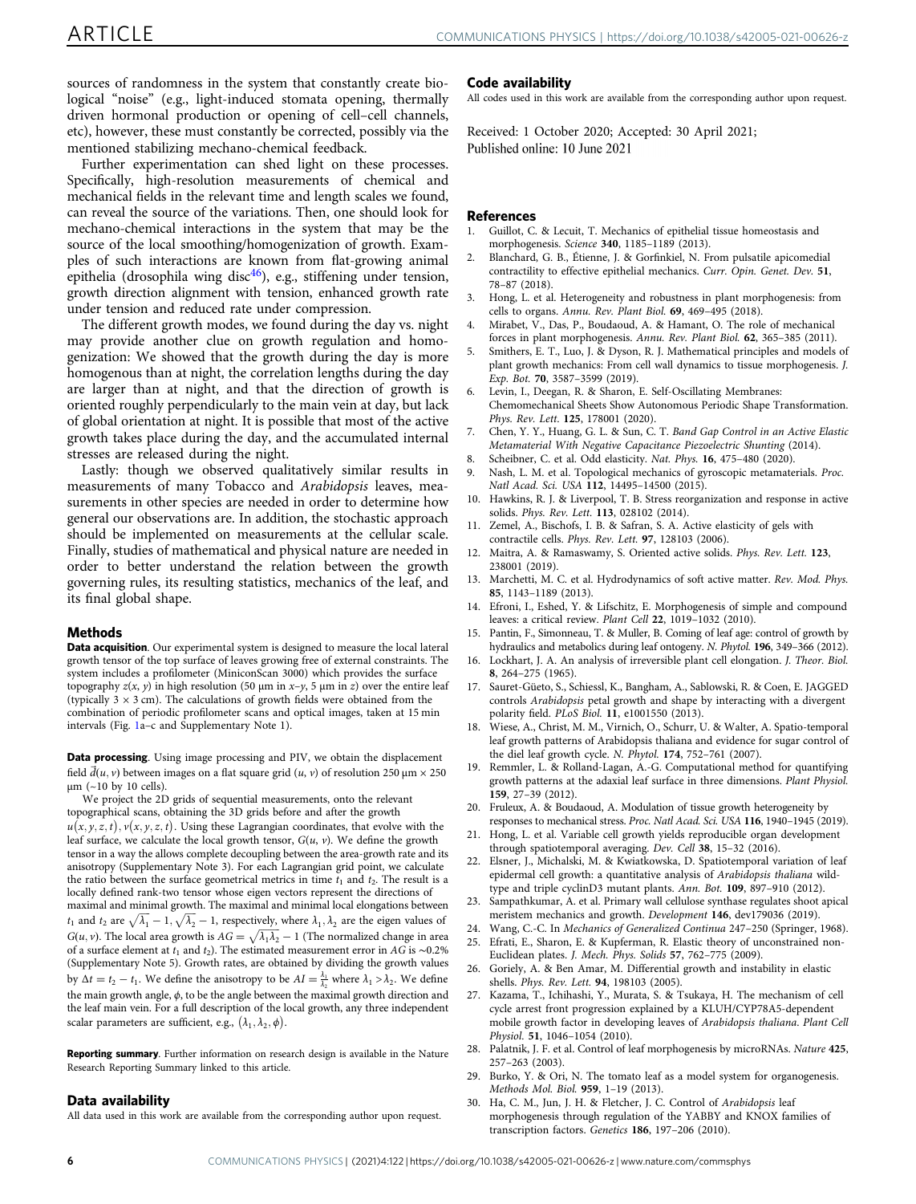sources of randomness in the system that constantly create biological "noise" (e.g., light-induced stomata opening, thermally driven hormonal production or opening of cell–cell channels, etc), however, these must constantly be corrected, possibly via the mentioned stabilizing mechano-chemical feedback.

Further experimentation can shed light on these processes. Specifically, high-resolution measurements of chemical and mechanical fields in the relevant time and length scales we found, can reveal the source of the variations. Then, one should look for mechano-chemical interactions in the system that may be the source of the local smoothing/homogenization of growth. Examples of such interactions are known from flat-growing animal epithelia (drosophila wing disc[46]), e.g., stiffening under tension, growth direction alignment with tension, enhanced growth rate under tension and reduced rate under compression.

The different growth modes, we found during the day vs. night may provide another clue on growth regulation and homogenization: We showed that the growth during the day is more homogenous than at night, the correlation lengths during the day are larger than at night, and that the direction of growth is oriented roughly perpendicularly to the main vein at day, but lack of global orientation at night. It is possible that most of the active growth takes place during the day, and the accumulated internal stresses are released during the night.

Lastly: though we observed qualitatively similar results in measurements of many Tobacco and *Arabidopsis* leaves, measurements in other species are needed in order to determine how general our observations are. In addition, the stochastic approach should be implemented on measurements at the cellular scale. Finally, studies of mathematical and physical nature are needed in order to better understand the relation between the growth governing rules, its resulting statistics, mechanics of the leaf, and its final global shape.

## Methods

**Data acquisition**. Our experimental system is designed to measure the local lateral growth tensor of the top surface of leaves growing free of external constraints. The system includes a profilometer (MiniconScan 3000) which provides the surface topography $z(x, y)$ in high resolution (50 μm in $x$–$y$, 5 μm in $z$) over the entire leaf (typically 3 × 3 cm). The calculations of growth fields were obtained from the combination of periodic profilometer scans and optical images, taken at 15 min intervals (Fig. 1a–c and Supplementary Note 1).

**Data processing**. Using image processing and PIV, we obtain the displacement field $\vec{d}(u, v)$ between images on a flat square grid $(u, v)$ of resolution 250 μm × 250 μm (~10 by 10 cells).

We project the 2D grids of sequential measurements, onto the relevant topographical scans, obtaining the 3D grids before and after the growth $u(x, y, z, t), v(x, y, z, t)$. Using these Lagrangian coordinates, that evolve with the leaf surface, we calculate the local growth tensor, $G(u, v)$. We define the growth tensor in a way the allows complete decoupling between the area-growth rate and its anisotropy (Supplementary Note 3). For each Lagrangian grid point, we calculate the ratio between the surface geometrical metrics in time $t_1$ and $t_2$. The result is a locally defined rank-two tensor whose eigen vectors represent the directions of maximal and minimal growth. The maximal and minimal local elongations between $t_1$ and $t_2$ are $\sqrt{\lambda_1} - 1, \sqrt{\lambda_2} - 1$, respectively, where $\lambda_1, \lambda_2$ are the eigen values of $G(u, v)$. The local area growth is $AG = \sqrt{\lambda_1 \lambda_2} - 1$ (The normalized change in area of a surface element at $t_1$ and $t_2$). The estimated measurement error in $AG$ is ~0.2% (Supplementary Note 5). Growth rates, are obtained by dividing the growth values by $\Delta t = t_2 - t_1$. We define the anisotropy to be $AI = \frac{\lambda_1}{\lambda_2}$ where $\lambda_1 > \lambda_2$. We define the growth angle, $\phi$, to be the angle between the maximal growth direction and the leaf main vein. For a full description of the local growth, any three independent scalar parameters are sufficient, e.g., $(\lambda_1, \lambda_2, \phi)$.

**Reporting summary**. Further information on research design is available in the Nature Research Reporting Summary linked to this article.

## Data availability

All data used in this work are available from the corresponding author upon request.

## Code availability

All codes used in this work are available from the corresponding author upon request.

Received: 1 October 2020; Accepted: 30 April 2021;
Published online: 10 June 2021

## References

1. Guillot, C. & Lecuit, T. Mechanics of epithelial tissue homeostasis and morphogenesis. *Science* **340**, 1185–1189 (2013).
2. Blanchard, G. B., Étienne, J. & Gorfinkiel, N. From pulsatile apicomedial contractility to effective epithelial mechanics. *Curr. Opin. Genet. Dev.* **51**, 78–87 (2018).
3. Hong, L. et al. Heterogeneity and robustness in plant morphogenesis: from cells to organs. *Annu. Rev. Plant Biol.* **69**, 469–495 (2018).
4. Mirabet, V., Das, P., Boudaoud, A. & Hamant, O. The role of mechanical forces in plant morphogenesis. *Annu. Rev. Plant Biol.* **62**, 365–385 (2011).
5. Smithers, E. T., Luo, J. & Dyson, R. J. Mathematical principles and models of plant growth mechanics: From cell wall dynamics to tissue morphogenesis. *J. Exp. Bot.* **70**, 3587–3599 (2019).
6. Levin, I., Deegan, R. & Sharon, E. Self-Oscillating Membranes: Chemomechanical Sheets Show Autonomous Periodic Shape Transformation. *Phys. Rev. Lett.* **125**, 178001 (2020).
7. Chen, Y. Y., Huang, G. L. & Sun, C. T. *Band Gap Control in an Active Elastic Metamaterial With Negative Capacitance Piezoelectric Shunting* (2014).
8. Scheibner, C. et al. Odd elasticity. *Nat. Phys.* **16**, 475–480 (2020).
9. Nash, L. M. et al. Topological mechanics of gyroscopic metamaterials. *Proc. Natl Acad. Sci. USA* **112**, 14495–14500 (2015).
10. Hawkins, R. J. & Liverpool, T. B. Stress reorganization and response in active solids. *Phys. Rev. Lett.* **113**, 028102 (2014).
11. Zemel, A., Bischofs, I. B. & Safran, S. A. Active elasticity of gels with contractile cells. *Phys. Rev. Lett.* **97**, 128103 (2006).
12. Maitra, A. & Ramaswamy, S. Oriented active solids. *Phys. Rev. Lett.* **123**, 238001 (2019).
13. Marchetti, M. C. et al. Hydrodynamics of soft active matter. *Rev. Mod. Phys.* **85**, 1143–1189 (2013).
14. Efroni, I., Eshed, Y. & Lifschitz, E. Morphogenesis of simple and compound leaves: a critical review. *Plant Cell* **22**, 1019–1032 (2010).
15. Pantin, F., Simonneau, T. & Muller, B. Coming of leaf age: control of growth by hydraulics and metabolics during leaf ontogeny. *N. Phytol.* **196**, 349–366 (2012).
16. Lockhart, J. A. An analysis of irreversible plant cell elongation. *J. Theor. Biol.* **8**, 264–275 (1965).
17. Sauret-Güeto, S., Schiessl, K., Bangham, A., Sablowski, R. & Coen, E. JAGGED controls *Arabidopsis* petal growth and shape by interacting with a divergent polarity field. *PLoS Biol.* **11**, e1001550 (2013).
18. Wiese, A., Christ, M. M., Virnich, O., Schurr, U. & Walter, A. Spatio-temporal leaf growth patterns of Arabidopsis thaliana and evidence for sugar control of the diel leaf growth cycle. *N. Phytol.* **174**, 752–761 (2007).
19. Remmler, L. & Rolland-Lagan, A.-G. Computational method for quantifying growth patterns at the adaxial leaf surface in three dimensions. *Plant Physiol.* **159**, 27–39 (2012).
20. Fruleux, A. & Boudaoud, A. Modulation of tissue growth heterogeneity by responses to mechanical stress. *Proc. Natl Acad. Sci. USA* **116**, 1940–1945 (2019).
21. Hong, L. et al. Variable cell growth yields reproducible organ development through spatiotemporal averaging. *Dev. Cell* **38**, 15–32 (2016).
22. Elsner, J., Michalski, M. & Kwiatkowska, D. Spatiotemporal variation of leaf epidermal cell growth: a quantitative analysis of *Arabidopsis thaliana* wild-type and triple cyclinD3 mutant plants. *Ann. Bot.* **109**, 897–910 (2012).
23. Sampathkumar, A. et al. Primary wall cellulose synthase regulates shoot apical meristem mechanics and growth. *Development* **146**, dev179036 (2019).
24. Wang, C.-C. In *Mechanics of Generalized Continua* 247–250 (Springer, 1968).
25. Efrati, E., Sharon, E. & Kupferman, R. Elastic theory of unconstrained non-Euclidean plates. *J. Mech. Phys. Solids* **57**, 762–775 (2009).
26. Goriely, A. & Ben Amar, M. Differential growth and instability in elastic shells. *Phys. Rev. Lett.* **94**, 198103 (2005).
27. Kazama, T., Ichihashi, Y., Murata, S. & Tsukaya, H. The mechanism of cell cycle arrest front progression explained by a KLUH/CYP78A5-dependent mobile growth factor in developing leaves of *Arabidopsis thaliana*. *Plant Cell Physiol.* **51**, 1046–1054 (2010).
28. Palatnik, J. F. et al. Control of leaf morphogenesis by microRNAs. *Nature* **425**, 257–263 (2003).
29. Burko, Y. & Ori, N. The tomato leaf as a model system for organogenesis. *Methods Mol. Biol.* **959**, 1–19 (2013).
30. Ha, C. M., Jun, J. H. & Fletcher, J. C. Control of *Arabidopsis* leaf morphogenesis through regulation of the YABBY and KNOX families of transcription factors. *Genetics* **186**, 197–206 (2010).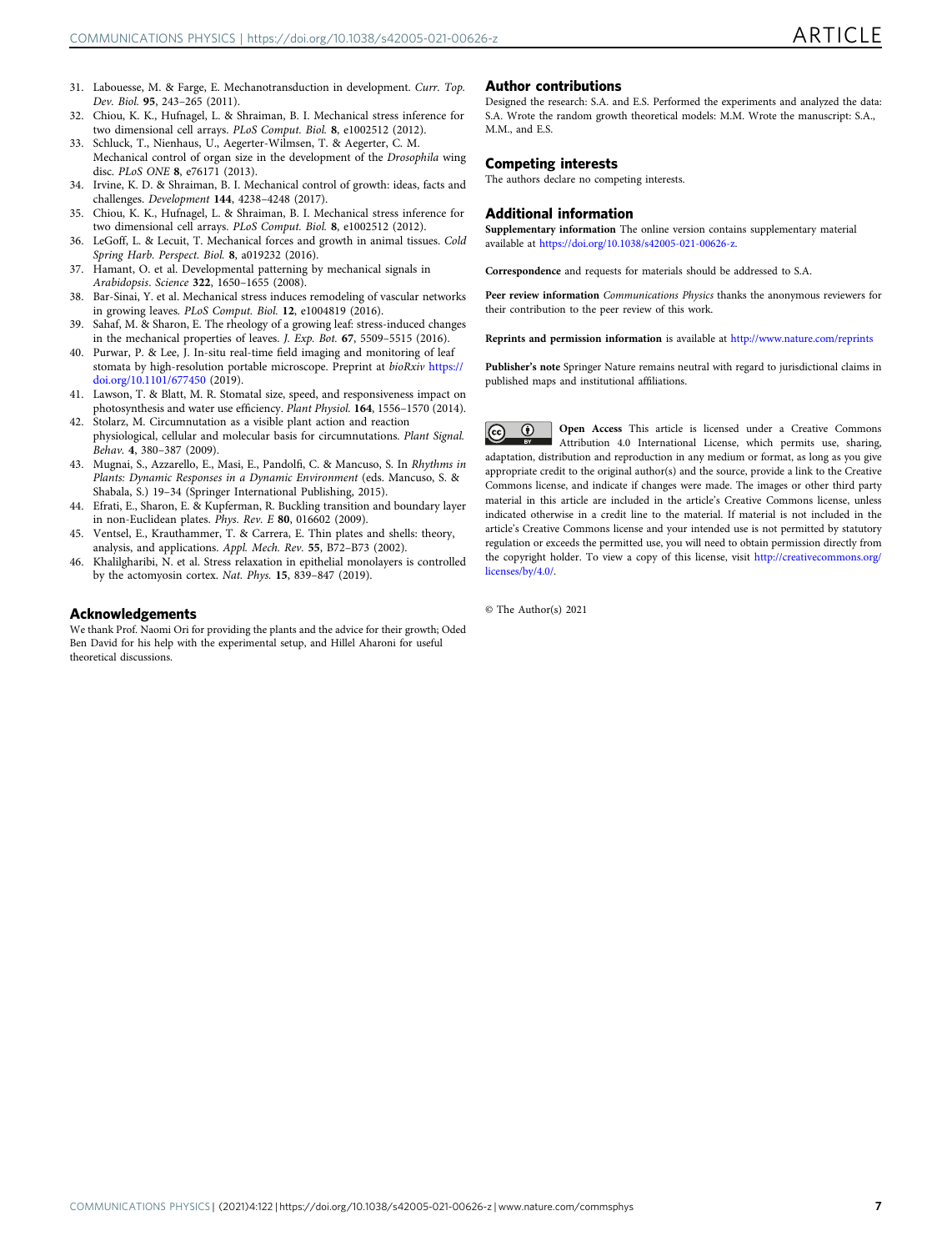31. Labouesse, M. & Farge, E. Mechanotransduction in development. *Curr. Top. Dev. Biol.* **95**, 243–265 (2011).
32. Chiou, K. K., Hufnagel, L. & Shraiman, B. I. Mechanical stress inference for two dimensional cell arrays. *PLoS Comput. Biol.* **8**, e1002512 (2012).
33. Schluck, T., Nienhaus, U., Aegerter-Wilmsen, T. & Aegerter, C. M. Mechanical control of organ size in the development of the *Drosophila* wing disc. *PLoS ONE* **8**, e76171 (2013).
34. Irvine, K. D. & Shraiman, B. I. Mechanical control of growth: ideas, facts and challenges. *Development* **144**, 4238–4248 (2017).
35. Chiou, K. K., Hufnagel, L. & Shraiman, B. I. Mechanical stress inference for two dimensional cell arrays. *PLoS Comput. Biol.* **8**, e1002512 (2012).
36. LeGoff, L. & Lecuit, T. Mechanical forces and growth in animal tissues. *Cold Spring Harb. Perspect. Biol.* **8**, a019232 (2016).
37. Hamant, O. et al. Developmental patterning by mechanical signals in *Arabidopsis*. *Science* **322**, 1650–1655 (2008).
38. Bar-Sinai, Y. et al. Mechanical stress induces remodeling of vascular networks in growing leaves. *PLoS Comput. Biol.* **12**, e1004819 (2016).
39. Sahaf, M. & Sharon, E. The rheology of a growing leaf: stress-induced changes in the mechanical properties of leaves. *J. Exp. Bot.* **67**, 5509–5515 (2016).
40. Purwar, P. & Lee, J. In-situ real-time field imaging and monitoring of leaf stomata by high-resolution portable microscope. Preprint at *bioRxiv* https://doi.org/10.1101/677450 (2019).
41. Lawson, T. & Blatt, M. R. Stomatal size, speed, and responsiveness impact on photosynthesis and water use efficiency. *Plant Physiol.* **164**, 1556–1570 (2014).
42. Stolarz, M. Circumnutation as a visible plant action and reaction physiological, cellular and molecular basis for circumnutations. *Plant Signal. Behav.* **4**, 380–387 (2009).
43. Mugnai, S., Azzarello, E., Masi, E., Pandolfi, C. & Mancuso, S. In *Rhythms in Plants: Dynamic Responses in a Dynamic Environment* (eds. Mancuso, S. & Shabala, S.) 19–34 (Springer International Publishing, 2015).
44. Efrati, E., Sharon, E. & Kupferman, R. Buckling transition and boundary layer in non-Euclidean plates. *Phys. Rev. E* **80**, 016602 (2009).
45. Ventsel, E., Krauthammer, T. & Carrera, E. Thin plates and shells: theory, analysis, and applications. *Appl. Mech. Rev.* **55**, B72–B73 (2002).
46. Khalilgharibi, N. et al. Stress relaxation in epithelial monolayers is controlled by the actomyosin cortex. *Nat. Phys.* **15**, 839–847 (2019).

## Acknowledgements

We thank Prof. Naomi Ori for providing the plants and the advice for their growth; Oded Ben David for his help with the experimental setup, and Hillel Aharoni for useful theoretical discussions.

## Author contributions

Designed the research: S.A. and E.S. Performed the experiments and analyzed the data: S.A. Wrote the random growth theoretical models: M.M. Wrote the manuscript: S.A., M.M., and E.S.

## Competing interests

The authors declare no competing interests.

## Additional information

**Supplementary information** The online version contains supplementary material available at https://doi.org/10.1038/s42005-021-00626-z.

**Correspondence** and requests for materials should be addressed to S.A.

**Peer review information** *Communications Physics* thanks the anonymous reviewers for their contribution to the peer review of this work.

**Reprints and permission information** is available at http://www.nature.com/reprints

**Publisher's note** Springer Nature remains neutral with regard to jurisdictional claims in published maps and institutional affiliations.

**Open Access** This article is licensed under a Creative Commons Attribution 4.0 International License, which permits use, sharing, adaptation, distribution and reproduction in any medium or format, as long as you give appropriate credit to the original author(s) and the source, provide a link to the Creative Commons license, and indicate if changes were made. The images or other third party material in this article are included in the article's Creative Commons license, unless indicated otherwise in a credit line to the material. If material is not included in the article's Creative Commons license and your intended use is not permitted by statutory regulation or exceeds the permitted use, you will need to obtain permission directly from the copyright holder. To view a copy of this license, visit http://creativecommons.org/licenses/by/4.0/.

© The Author(s) 2021